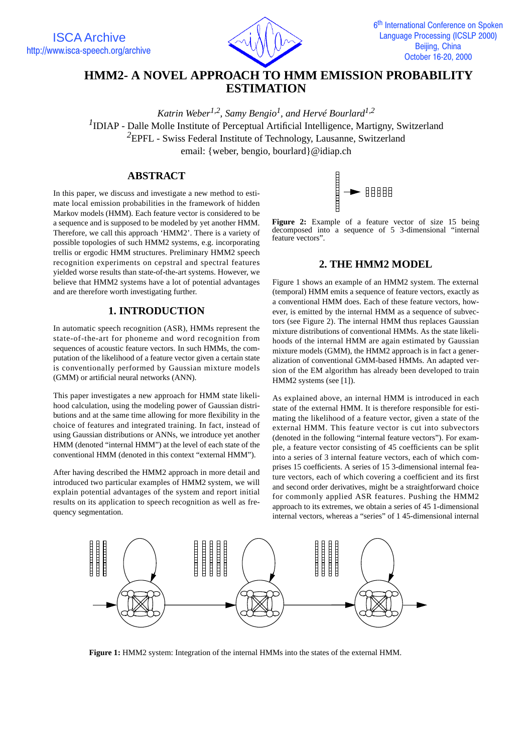# HMM2- A NOVEL APPROACH TO HMM EMISSION PROBABILITY ESTIMATION

*Katrin Weber[1,2], Samy Bengio[1], and Hervé Bourlard[1,2]*

[1]IDIAP - Dalle Molle Institute of Perceptual Artificial Intelligence, Martigny, Switzerland

[2]EPFL - Swiss Federal Institute of Technology, Lausanne, Switzerland

email: {weber, bengio, bourlard}@idiap.ch

## ABSTRACT

In this paper, we discuss and investigate a new method to estimate local emission probabilities in the framework of hidden Markov models (HMM). Each feature vector is considered to be a sequence and is supposed to be modeled by yet another HMM. Therefore, we call this approach 'HMM2'. There is a variety of possible topologies of such HMM2 systems, e.g. incorporating trellis or ergodic HMM structures. Preliminary HMM2 speech recognition experiments on cepstral and spectral features yielded worse results than state-of-the-art systems. However, we believe that HMM2 systems have a lot of potential advantages and are therefore worth investigating further.

## 1. INTRODUCTION

In automatic speech recognition (ASR), HMMs represent the state-of-the-art for phoneme and word recognition from sequences of acoustic feature vectors. In such HMMs, the computation of the likelihood of a feature vector given a certain state is conventionally performed by Gaussian mixture models (GMM) or artificial neural networks (ANN).

This paper investigates a new approach for HMM state likelihood calculation, using the modeling power of Gaussian distributions and at the same time allowing for more flexibility in the choice of features and integrated training. In fact, instead of using Gaussian distributions or ANNs, we introduce yet another HMM (denoted "internal HMM") at the level of each state of the conventional HMM (denoted in this context "external HMM").

After having described the HMM2 approach in more detail and introduced two particular examples of HMM2 system, we will explain potential advantages of the system and report initial results on its application to speech recognition as well as frequency segmentation.

**Figure 2:** Example of a feature vector of size 15 being decomposed into a sequence of 5 3-dimensional "internal feature vectors".

## 2. THE HMM2 MODEL

Figure 1 shows an example of an HMM2 system. The external (temporal) HMM emits a sequence of feature vectors, exactly as a conventional HMM does. Each of these feature vectors, however, is emitted by the internal HMM as a sequence of subvectors (see Figure 2). The internal HMM thus replaces Gaussian mixture distributions of conventional HMMs. As the state likelihoods of the internal HMM are again estimated by Gaussian mixture models (GMM), the HMM2 approach is in fact a generalization of conventional GMM-based HMMs. An adapted version of the EM algorithm has already been developed to train HMM2 systems (see [1]).

As explained above, an internal HMM is introduced in each state of the external HMM. It is therefore responsible for estimating the likelihood of a feature vector, given a state of the external HMM. This feature vector is cut into subvectors (denoted in the following "internal feature vectors"). For example, a feature vector consisting of 45 coefficients can be split into a series of 3 internal feature vectors, each of which comprises 15 coefficients. A series of 15 3-dimensional internal feature vectors, each of which covering a coefficient and its first and second order derivatives, might be a straightforward choice for commonly applied ASR features. Pushing the HMM2 approach to its extremes, we obtain a series of 45 1-dimensional internal vectors, whereas a "series" of 1 45-dimensional internal

**Figure 1:** HMM2 system: Integration of the internal HMMs into the states of the external HMM.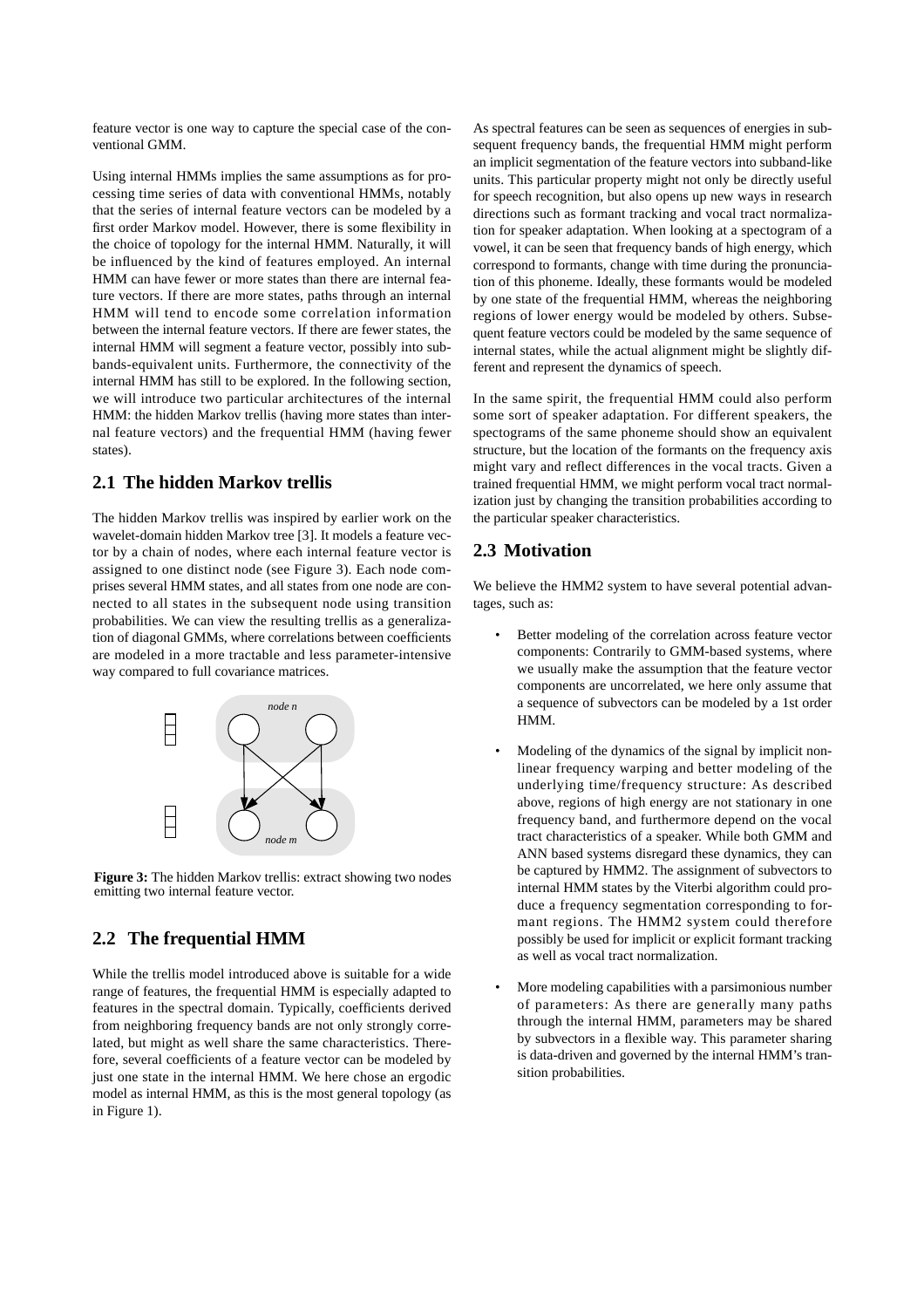feature vector is one way to capture the special case of the conventional GMM.

Using internal HMMs implies the same assumptions as for processing time series of data with conventional HMMs, notably that the series of internal feature vectors can be modeled by a first order Markov model. However, there is some flexibility in the choice of topology for the internal HMM. Naturally, it will be influenced by the kind of features employed. An internal HMM can have fewer or more states than there are internal feature vectors. If there are more states, paths through an internal HMM will tend to encode some correlation information between the internal feature vectors. If there are fewer states, the internal HMM will segment a feature vector, possibly into subbands-equivalent units. Furthermore, the connectivity of the internal HMM has still to be explored. In the following section, we will introduce two particular architectures of the internal HMM: the hidden Markov trellis (having more states than internal feature vectors) and the frequential HMM (having fewer states).

## 2.1 The hidden Markov trellis

The hidden Markov trellis was inspired by earlier work on the wavelet-domain hidden Markov tree [3]. It models a feature vector by a chain of nodes, where each internal feature vector is assigned to one distinct node (see Figure 3). Each node comprises several HMM states, and all states from one node are connected to all states in the subsequent node using transition probabilities. We can view the resulting trellis as a generalization of diagonal GMMs, where correlations between coefficients are modeled in a more tractable and less parameter-intensive way compared to full covariance matrices.

**Figure 3:** The hidden Markov trellis: extract showing two nodes emitting two internal feature vector.

## 2.2 The frequential HMM

While the trellis model introduced above is suitable for a wide range of features, the frequential HMM is especially adapted to features in the spectral domain. Typically, coefficients derived from neighboring frequency bands are not only strongly correlated, but might as well share the same characteristics. Therefore, several coefficients of a feature vector can be modeled by just one state in the internal HMM. We here chose an ergodic model as internal HMM, as this is the most general topology (as in Figure 1).

As spectral features can be seen as sequences of energies in subsequent frequency bands, the frequential HMM might perform an implicit segmentation of the feature vectors into subband-like units. This particular property might not only be directly useful for speech recognition, but also opens up new ways in research directions such as formant tracking and vocal tract normalization for speaker adaptation. When looking at a spectogram of a vowel, it can be seen that frequency bands of high energy, which correspond to formants, change with time during the pronunciation of this phoneme. Ideally, these formants would be modeled by one state of the frequential HMM, whereas the neighboring regions of lower energy would be modeled by others. Subsequent feature vectors could be modeled by the same sequence of internal states, while the actual alignment might be slightly different and represent the dynamics of speech.

In the same spirit, the frequential HMM could also perform some sort of speaker adaptation. For different speakers, the spectograms of the same phoneme should show an equivalent structure, but the location of the formants on the frequency axis might vary and reflect differences in the vocal tracts. Given a trained frequential HMM, we might perform vocal tract normalization just by changing the transition probabilities according to the particular speaker characteristics.

## 2.3 Motivation

We believe the HMM2 system to have several potential advantages, such as:

- Better modeling of the correlation across feature vector components: Contrarily to GMM-based systems, where we usually make the assumption that the feature vector components are uncorrelated, we here only assume that a sequence of subvectors can be modeled by a 1st order HMM.
- Modeling of the dynamics of the signal by implicit nonlinear frequency warping and better modeling of the underlying time/frequency structure: As described above, regions of high energy are not stationary in one frequency band, and furthermore depend on the vocal tract characteristics of a speaker. While both GMM and ANN based systems disregard these dynamics, they can be captured by HMM2. The assignment of subvectors to internal HMM states by the Viterbi algorithm could produce a frequency segmentation corresponding to formant regions. The HMM2 system could therefore possibly be used for implicit or explicit formant tracking as well as vocal tract normalization.
- More modeling capabilities with a parsimonious number of parameters: As there are generally many paths through the internal HMM, parameters may be shared by subvectors in a flexible way. This parameter sharing is data-driven and governed by the internal HMM's transition probabilities.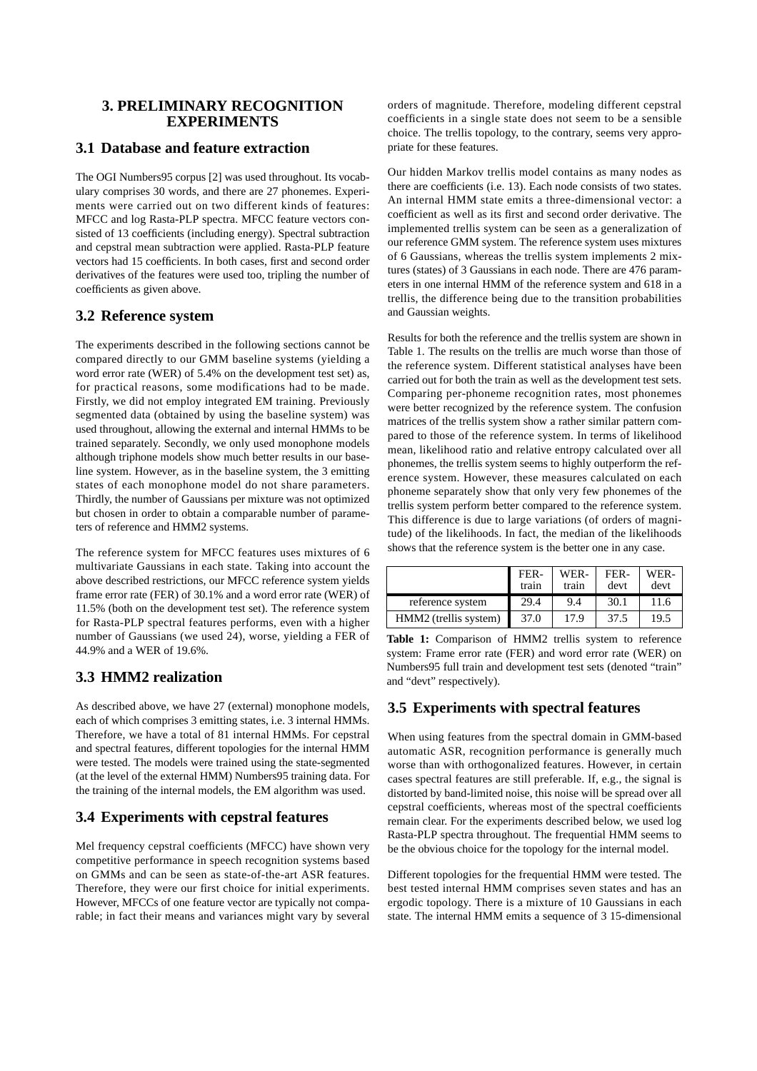## 3. PRELIMINARY RECOGNITION EXPERIMENTS

### 3.1 Database and feature extraction

The OGI Numbers95 corpus [2] was used throughout. Its vocabulary comprises 30 words, and there are 27 phonemes. Experiments were carried out on two different kinds of features: MFCC and log Rasta-PLP spectra. MFCC feature vectors consisted of 13 coefficients (including energy). Spectral subtraction and cepstral mean subtraction were applied. Rasta-PLP feature vectors had 15 coefficients. In both cases, first and second order derivatives of the features were used too, tripling the number of coefficients as given above.

### 3.2 Reference system

The experiments described in the following sections cannot be compared directly to our GMM baseline systems (yielding a word error rate (WER) of 5.4% on the development test set) as, for practical reasons, some modifications had to be made. Firstly, we did not employ integrated EM training. Previously segmented data (obtained by using the baseline system) was used throughout, allowing the external and internal HMMs to be trained separately. Secondly, we only used monophone models although triphone models show much better results in our baseline system. However, as in the baseline system, the 3 emitting states of each monophone model do not share parameters. Thirdly, the number of Gaussians per mixture was not optimized but chosen in order to obtain a comparable number of parameters of reference and HMM2 systems.

The reference system for MFCC features uses mixtures of 6 multivariate Gaussians in each state. Taking into account the above described restrictions, our MFCC reference system yields frame error rate (FER) of 30.1% and a word error rate (WER) of 11.5% (both on the development test set). The reference system for Rasta-PLP spectral features performs, even with a higher number of Gaussians (we used 24), worse, yielding a FER of 44.9% and a WER of 19.6%.

### 3.3 HMM2 realization

As described above, we have 27 (external) monophone models, each of which comprises 3 emitting states, i.e. 3 internal HMMs. Therefore, we have a total of 81 internal HMMs. For cepstral and spectral features, different topologies for the internal HMM were tested. The models were trained using the state-segmented (at the level of the external HMM) Numbers95 training data. For the training of the internal models, the EM algorithm was used.

### 3.4 Experiments with cepstral features

Mel frequency cepstral coefficients (MFCC) have shown very competitive performance in speech recognition systems based on GMMs and can be seen as state-of-the-art ASR features. Therefore, they were our first choice for initial experiments. However, MFCCs of one feature vector are typically not comparable; in fact their means and variances might vary by several orders of magnitude. Therefore, modeling different cepstral coefficients in a single state does not seem to be a sensible choice. The trellis topology, to the contrary, seems very appropriate for these features.

Our hidden Markov trellis model contains as many nodes as there are coefficients (i.e. 13). Each node consists of two states. An internal HMM state emits a three-dimensional vector: a coefficient as well as its first and second order derivative. The implemented trellis system can be seen as a generalization of our reference GMM system. The reference system uses mixtures of 6 Gaussians, whereas the trellis system implements 2 mixtures (states) of 3 Gaussians in each node. There are 476 parameters in one internal HMM of the reference system and 618 in a trellis, the difference being due to the transition probabilities and Gaussian weights.

Results for both the reference and the trellis system are shown in Table 1. The results on the trellis are much worse than those of the reference system. Different statistical analyses have been carried out for both the train as well as the development test sets. Comparing per-phoneme recognition rates, most phonemes were better recognized by the reference system. The confusion matrices of the trellis system show a rather similar pattern compared to those of the reference system. In terms of likelihood mean, likelihood ratio and relative entropy calculated over all phonemes, the trellis system seems to highly outperform the reference system. However, these measures calculated on each phoneme separately show that only very few phonemes of the trellis system perform better compared to the reference system. This difference is due to large variations (of orders of magnitude) of the likelihoods. In fact, the median of the likelihoods shows that the reference system is the better one in any case.

| | FER-train | WER-train | FER-devt | WER-devt |
|---|---|---|---|---|
| reference system | 29.4 | 9.4 | 30.1 | 11.6 |
| HMM2 (trellis system) | 37.0 | 17.9 | 37.5 | 19.5 |

**Table 1:** Comparison of HMM2 trellis system to reference system: Frame error rate (FER) and word error rate (WER) on Numbers95 full train and development test sets (denoted "train" and "devt" respectively).

### 3.5 Experiments with spectral features

When using features from the spectral domain in GMM-based automatic ASR, recognition performance is generally much worse than with orthogonalized features. However, in certain cases spectral features are still preferable. If, e.g., the signal is distorted by band-limited noise, this noise will be spread over all cepstral coefficients, whereas most of the spectral coefficients remain clear. For the experiments described below, we used log Rasta-PLP spectra throughout. The frequential HMM seems to be the obvious choice for the topology for the internal model.

Different topologies for the frequential HMM were tested. The best tested internal HMM comprises seven states and has an ergodic topology. There is a mixture of 10 Gaussians in each state. The internal HMM emits a sequence of 3 15-dimensional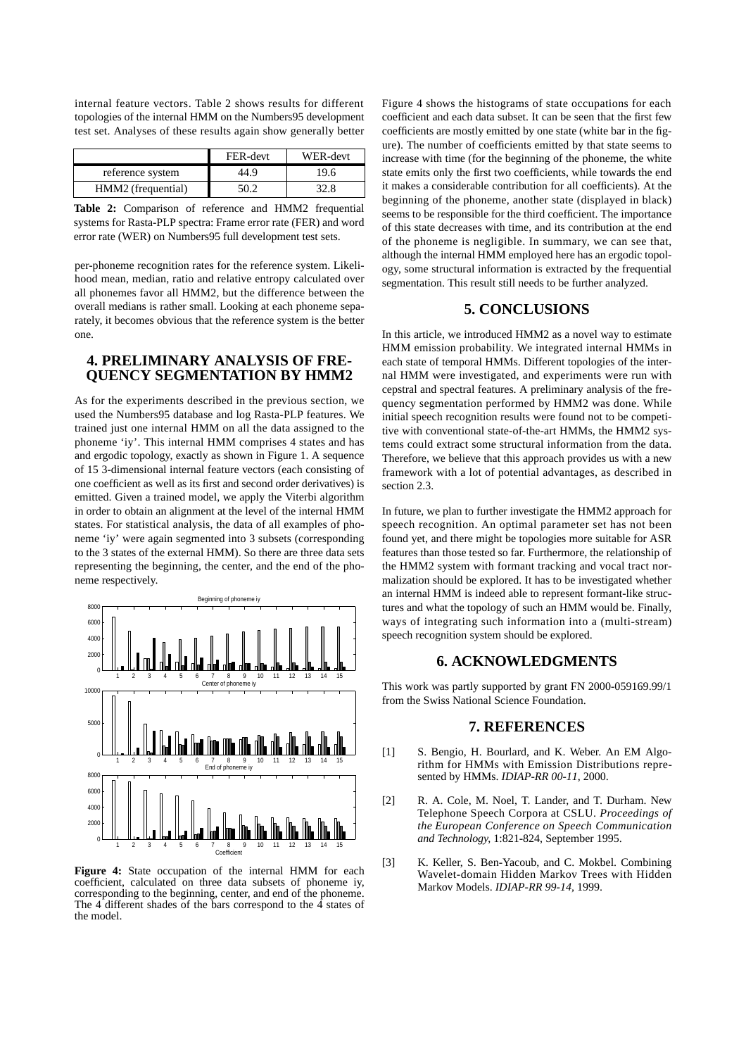internal feature vectors. Table 2 shows results for different topologies of the internal HMM on the Numbers95 development test set. Analyses of these results again show generally better per-phoneme recognition rates for the reference system. Likelihood mean, median, ratio and relative entropy calculated over all phonemes favor all HMM2, but the difference between the overall medians is rather small. Looking at each phoneme separately, it becomes obvious that the reference system is the better one.

| | FER-devt | WER-devt |
|---|---|---|
| reference system | 44.9 | 19.6 |
| HMM2 (frequential) | 50.2 | 32.8 |

**Table 2:** Comparison of reference and HMM2 frequential systems for Rasta-PLP spectra: Frame error rate (FER) and word error rate (WER) on Numbers95 full development test sets.

## 4. PRELIMINARY ANALYSIS OF FREQUENCY SEGMENTATION BY HMM2

As for the experiments described in the previous section, we used the Numbers95 database and log Rasta-PLP features. We trained just one internal HMM on all the data assigned to the phoneme 'iy'. This internal HMM comprises 4 states and has and ergodic topology, exactly as shown in Figure 1. A sequence of 15 3-dimensional internal feature vectors (each consisting of one coefficient as well as its first and second order derivatives) is emitted. Given a trained model, we apply the Viterbi algorithm in order to obtain an alignment at the level of the internal HMM states. For statistical analysis, the data of all examples of phoneme 'iy' were again segmented into 3 subsets (corresponding to the 3 states of the external HMM). So there are three data sets representing the beginning, the center, and the end of the phoneme respectively.

Beginning of phoneme iy
8000
6000
4000
2000
0
1 2 3 4 5 6 7 8 9 10 11 12 13 14 15
Center of phoneme iy
10000
5000
0
1 2 3 4 5 6 7 8 9 10 11 12 13 14 15
End of phoneme iy
8000
6000
4000
2000
0
1 2 3 4 5 6 7 8 9 10 11 12 13 14 15
Coefficient

**Figure 4:** State occupation of the internal HMM for each coefficient, calculated on three data subsets of phoneme iy, corresponding to the beginning, center, and end of the phoneme. The 4 different shades of the bars correspond to the 4 states of the model.

Figure 4 shows the histograms of state occupations for each coefficient and each data subset. It can be seen that the first few coefficients are mostly emitted by one state (white bar in the figure). The number of coefficients emitted by that state seems to increase with time (for the beginning of the phoneme, the white state emits only the first two coefficients, while towards the end it makes a considerable contribution for all coefficients). At the beginning of the phoneme, another state (displayed in black) seems to be responsible for the third coefficient. The importance of this state decreases with time, and its contribution at the end of the phoneme is negligible. In summary, we can see that, although the internal HMM employed here has an ergodic topology, some structural information is extracted by the frequential segmentation. This result still needs to be further analyzed.

## 5. CONCLUSIONS

In this article, we introduced HMM2 as a novel way to estimate HMM emission probability. We integrated internal HMMs in each state of temporal HMMs. Different topologies of the internal HMM were investigated, and experiments were run with cepstral and spectral features. A preliminary analysis of the frequency segmentation performed by HMM2 was done. While initial speech recognition results were found not to be competitive with conventional state-of-the-art HMMs, the HMM2 systems could extract some structural information from the data. Therefore, we believe that this approach provides us with a new framework with a lot of potential advantages, as described in section 2.3.

In future, we plan to further investigate the HMM2 approach for speech recognition. An optimal parameter set has not been found yet, and there might be topologies more suitable for ASR features than those tested so far. Furthermore, the relationship of the HMM2 system with formant tracking and vocal tract normalization should be explored. It has to be investigated whether an internal HMM is indeed able to represent formant-like structures and what the topology of such an HMM would be. Finally, ways of integrating such information into a (multi-stream) speech recognition system should be explored.

## 6. ACKNOWLEDGMENTS

This work was partly supported by grant FN 2000-059169.99/1 from the Swiss National Science Foundation.

## 7. REFERENCES

[1] S. Bengio, H. Bourlard, and K. Weber. An EM Algorithm for HMMs with Emission Distributions represented by HMMs. *IDIAP-RR 00-11*, 2000.

[2] R. A. Cole, M. Noel, T. Lander, and T. Durham. New Telephone Speech Corpora at CSLU. *Proceedings of the European Conference on Speech Communication and Technology*, 1:821-824, September 1995.

[3] K. Keller, S. Ben-Yacoub, and C. Mokbel. Combining Wavelet-domain Hidden Markov Trees with Hidden Markov Models. *IDIAP-RR 99-14*, 1999.